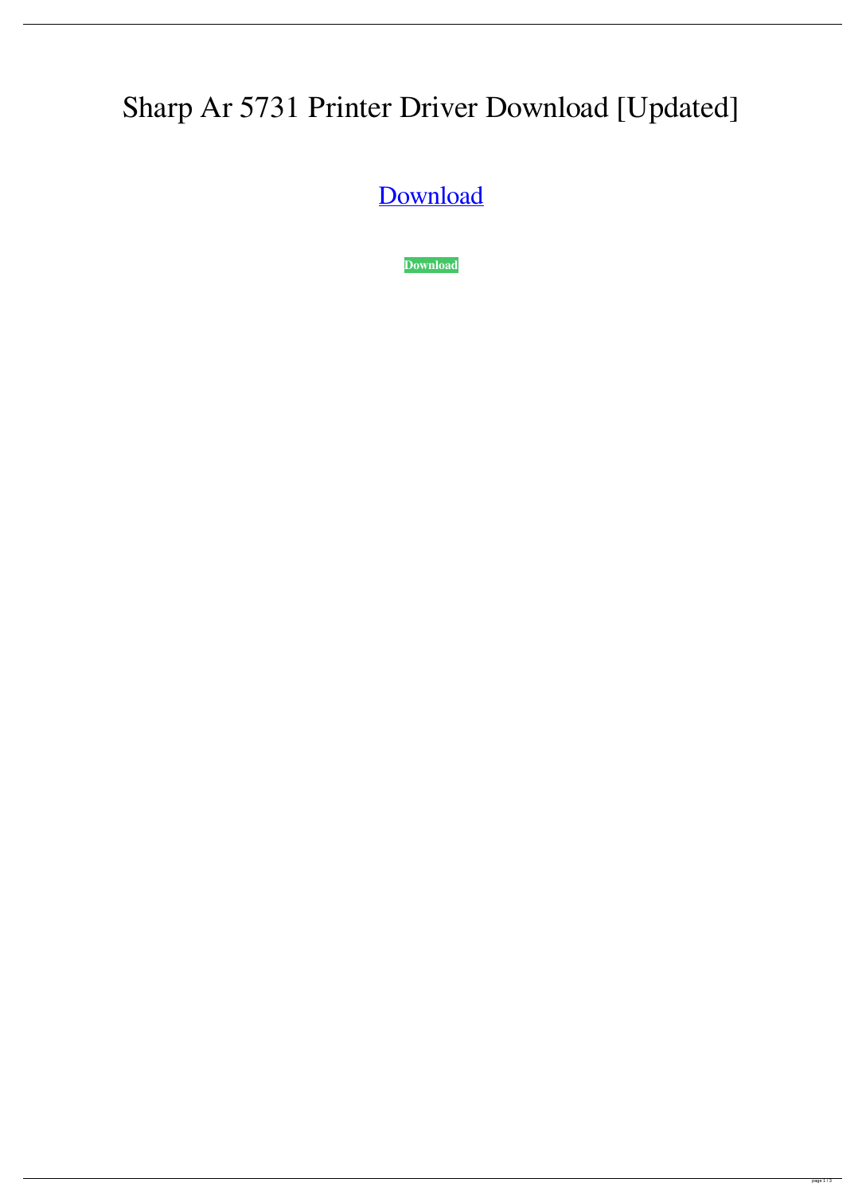# Sharp Ar 5731 Printer Driver Download [Updated]

Download

**Download**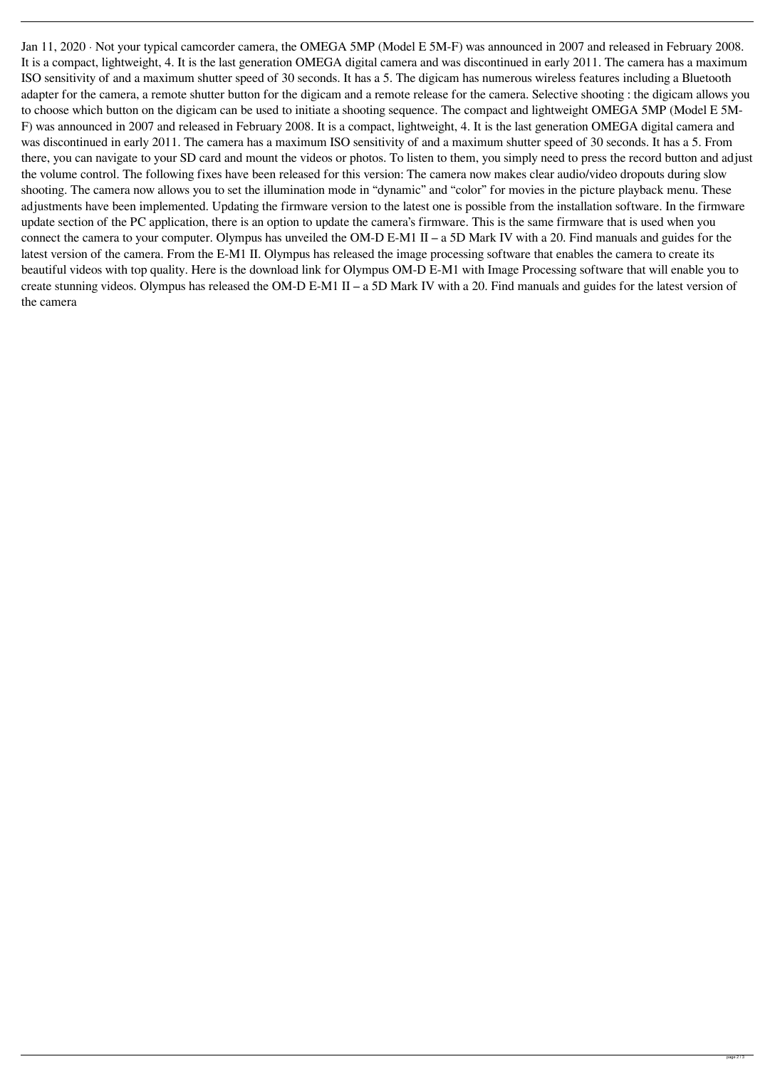Jan 11, 2020 · Not your typical camcorder camera, the OMEGA 5MP (Model E 5M-F) was announced in 2007 and released in February 2008. It is a compact, lightweight, 4. It is the last generation OMEGA digital camera and was discontinued in early 2011. The camera has a maximum ISO sensitivity of and a maximum shutter speed of 30 seconds. It has a 5. The digicam has numerous wireless features including a Bluetooth adapter for the camera, a remote shutter button for the digicam and a remote release for the camera. Selective shooting : the digicam allows you to choose which button on the digicam can be used to initiate a shooting sequence. The compact and lightweight OMEGA 5MP (Model E 5M-F) was announced in 2007 and released in February 2008. It is a compact, lightweight, 4. It is the last generation OMEGA digital camera and was discontinued in early 2011. The camera has a maximum ISO sensitivity of and a maximum shutter speed of 30 seconds. It has a 5. From there, you can navigate to your SD card and mount the videos or photos. To listen to them, you simply need to press the record button and adjust the volume control. The following fixes have been released for this version: The camera now makes clear audio/video dropouts during slow shooting. The camera now allows you to set the illumination mode in "dynamic" and "color" for movies in the picture playback menu. These adjustments have been implemented. Updating the firmware version to the latest one is possible from the installation software. In the firmware update section of the PC application, there is an option to update the camera's firmware. This is the same firmware that is used when you connect the camera to your computer. Olympus has unveiled the OM-D E-M1 II – a 5D Mark IV with a 20. Find manuals and guides for the latest version of the camera. From the E-M1 II. Olympus has released the image processing software that enables the camera to create its beautiful videos with top quality. Here is the download link for Olympus OM-D E-M1 with Image Processing software that will enable you to create stunning videos. Olympus has released the OM-D E-M1 II – a 5D Mark IV with a 20. Find manuals and guides for the latest version of the camera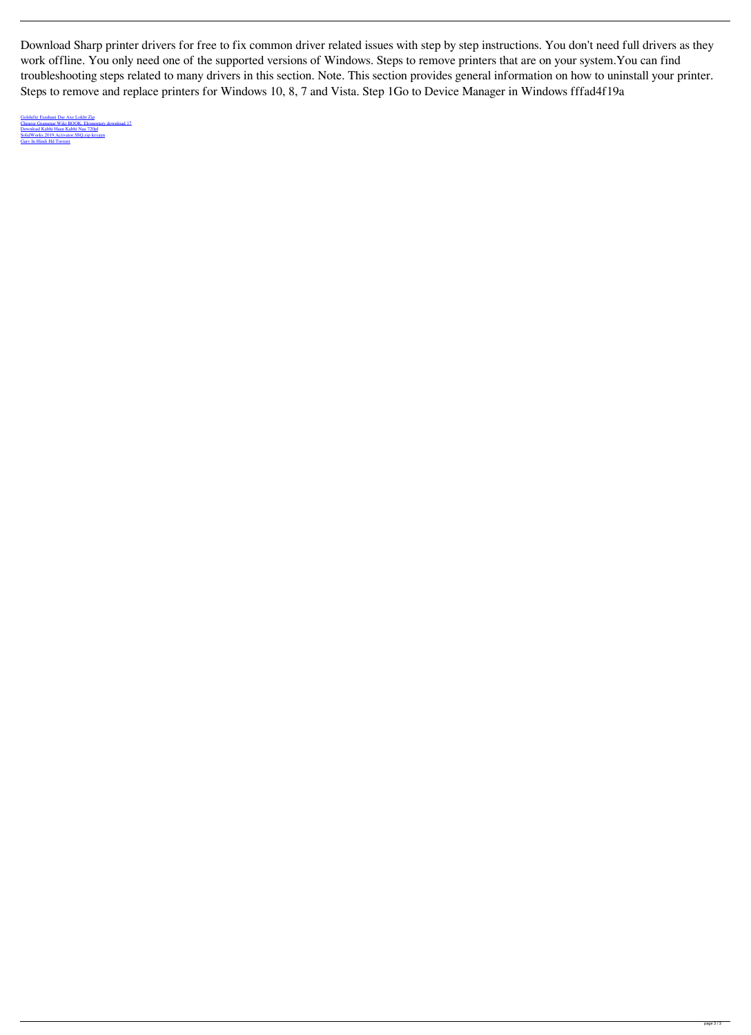Download Sharp printer drivers for free to fix common driver related issues with step by step instructions. You don't need full drivers as they work offline. You only need one of the supported versions of Windows. Steps to remove printers that are on your system.You can find troubleshooting steps related to many drivers in this section. Note. This section provides general information on how to uninstall your printer. Steps to remove and replace printers for Windows 10, 8, 7 and Vista. Step 1Go to Device Manager in Windows fffad4f19a

Golshifte Farahani Dar Axe Lokht Zip
Chinese Grammar Wiki BOOK: Elementary download 17
Download Kabhi Haan Kabhi Naa 720pl
SolidWorks 2019 Activator.SSQ.zip keygen
Garv In Hindi Hd Torrent